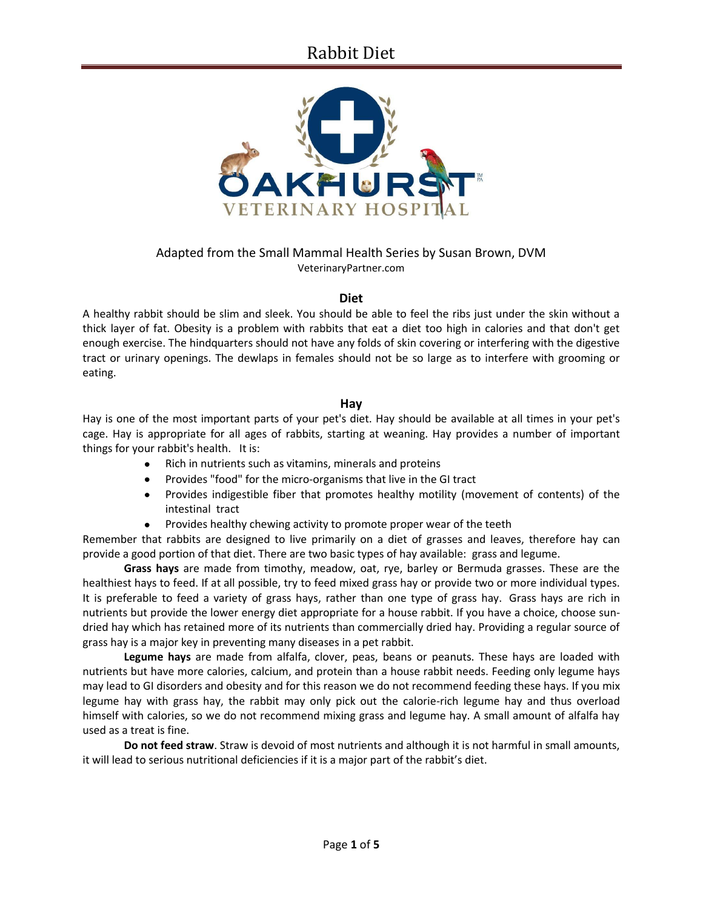# Rabbit Diet

OAKHURST VETERINARY HOSPITAL

Adapted from the Small Mammal Health Series by Susan Brown, DVM
VeterinaryPartner.com

## Diet

A healthy rabbit should be slim and sleek. You should be able to feel the ribs just under the skin without a thick layer of fat. Obesity is a problem with rabbits that eat a diet too high in calories and that don't get enough exercise. The hindquarters should not have any folds of skin covering or interfering with the digestive tract or urinary openings. The dewlaps in females should not be so large as to interfere with grooming or eating.

## Hay

Hay is one of the most important parts of your pet's diet. Hay should be available at all times in your pet's cage. Hay is appropriate for all ages of rabbits, starting at weaning. Hay provides a number of important things for your rabbit's health. It is:

- Rich in nutrients such as vitamins, minerals and proteins
- Provides "food" for the micro-organisms that live in the GI tract
- Provides indigestible fiber that promotes healthy motility (movement of contents) of the intestinal tract
- Provides healthy chewing activity to promote proper wear of the teeth

Remember that rabbits are designed to live primarily on a diet of grasses and leaves, therefore hay can provide a good portion of that diet. There are two basic types of hay available: grass and legume.

**Grass hays** are made from timothy, meadow, oat, rye, barley or Bermuda grasses. These are the healthiest hays to feed. If at all possible, try to feed mixed grass hay or provide two or more individual types. It is preferable to feed a variety of grass hays, rather than one type of grass hay. Grass hays are rich in nutrients but provide the lower energy diet appropriate for a house rabbit. If you have a choice, choose sun-dried hay which has retained more of its nutrients than commercially dried hay. Providing a regular source of grass hay is a major key in preventing many diseases in a pet rabbit.

**Legume hays** are made from alfalfa, clover, peas, beans or peanuts. These hays are loaded with nutrients but have more calories, calcium, and protein than a house rabbit needs. Feeding only legume hays may lead to GI disorders and obesity and for this reason we do not recommend feeding these hays. If you mix legume hay with grass hay, the rabbit may only pick out the calorie-rich legume hay and thus overload himself with calories, so we do not recommend mixing grass and legume hay. A small amount of alfalfa hay used as a treat is fine.

**Do not feed straw**. Straw is devoid of most nutrients and although it is not harmful in small amounts, it will lead to serious nutritional deficiencies if it is a major part of the rabbit's diet.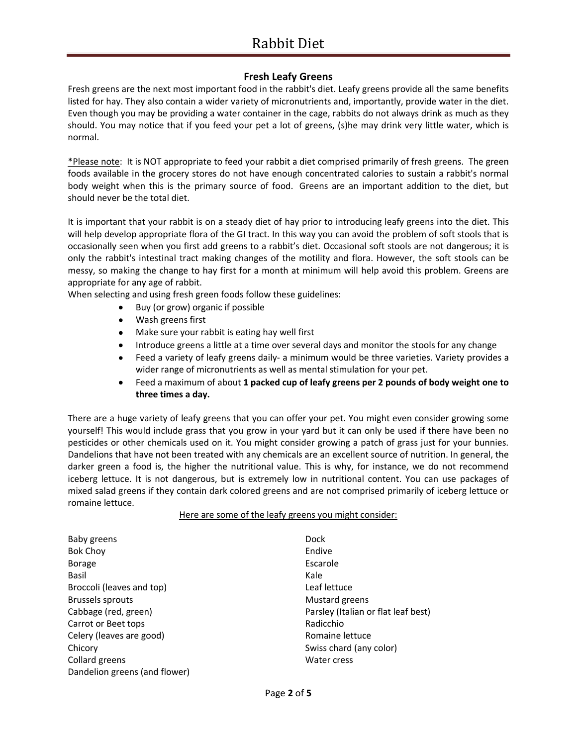## Fresh Leafy Greens

Fresh greens are the next most important food in the rabbit's diet. Leafy greens provide all the same benefits listed for hay. They also contain a wider variety of micronutrients and, importantly, provide water in the diet. Even though you may be providing a water container in the cage, rabbits do not always drink as much as they should. You may notice that if you feed your pet a lot of greens, (s)he may drink very little water, which is normal.

*Please note: It is NOT appropriate to feed your rabbit a diet comprised primarily of fresh greens. The green foods available in the grocery stores do not have enough concentrated calories to sustain a rabbit's normal body weight when this is the primary source of food. Greens are an important addition to the diet, but should never be the total diet.

It is important that your rabbit is on a steady diet of hay prior to introducing leafy greens into the diet. This will help develop appropriate flora of the GI tract. In this way you can avoid the problem of soft stools that is occasionally seen when you first add greens to a rabbit's diet. Occasional soft stools are not dangerous; it is only the rabbit's intestinal tract making changes of the motility and flora. However, the soft stools can be messy, so making the change to hay first for a month at minimum will help avoid this problem. Greens are appropriate for any age of rabbit.

When selecting and using fresh green foods follow these guidelines:

- Buy (or grow) organic if possible
- Wash greens first
- Make sure your rabbit is eating hay well first
- Introduce greens a little at a time over several days and monitor the stools for any change
- Feed a variety of leafy greens daily- a minimum would be three varieties. Variety provides a wider range of micronutrients as well as mental stimulation for your pet.
- Feed a maximum of about **1 packed cup of leafy greens per 2 pounds of body weight one to three times a day.**

There are a huge variety of leafy greens that you can offer your pet. You might even consider growing some yourself! This would include grass that you grow in your yard but it can only be used if there have been no pesticides or other chemicals used on it. You might consider growing a patch of grass just for your bunnies. Dandelions that have not been treated with any chemicals are an excellent source of nutrition. In general, the darker green a food is, the higher the nutritional value. This is why, for instance, we do not recommend iceberg lettuce. It is not dangerous, but is extremely low in nutritional content. You can use packages of mixed salad greens if they contain dark colored greens and are not comprised primarily of iceberg lettuce or romaine lettuce.

Here are some of the leafy greens you might consider:

- Baby greens
- Bok Choy
- Borage
- Basil
- Broccoli (leaves and top)
- Brussels sprouts
- Cabbage (red, green)
- Carrot or Beet tops
- Celery (leaves are good)
- Chicory
- Collard greens
- Dandelion greens (and flower)
- Dock
- Endive
- Escarole
- Kale
- Leaf lettuce
- Mustard greens
- Parsley (Italian or flat leaf best)
- Radicchio
- Romaine lettuce
- Swiss chard (any color)
- Water cress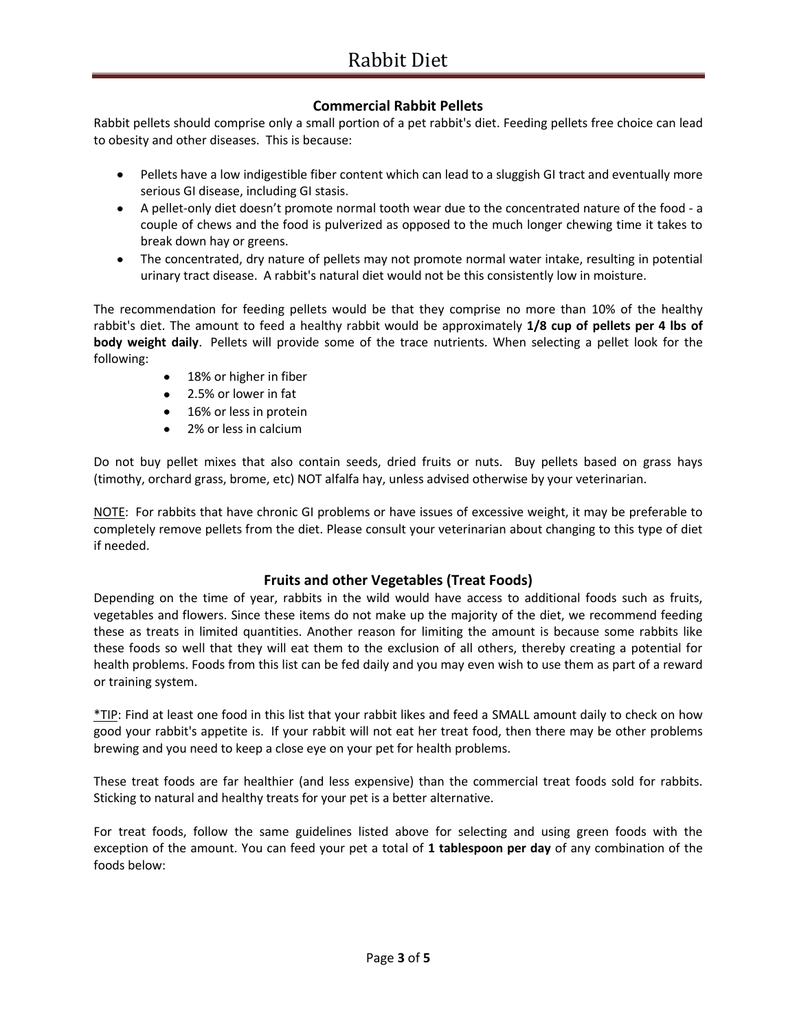## Commercial Rabbit Pellets

Rabbit pellets should comprise only a small portion of a pet rabbit's diet. Feeding pellets free choice can lead to obesity and other diseases. This is because:

- Pellets have a low indigestible fiber content which can lead to a sluggish GI tract and eventually more serious GI disease, including GI stasis.
- A pellet-only diet doesn't promote normal tooth wear due to the concentrated nature of the food - a couple of chews and the food is pulverized as opposed to the much longer chewing time it takes to break down hay or greens.
- The concentrated, dry nature of pellets may not promote normal water intake, resulting in potential urinary tract disease. A rabbit's natural diet would not be this consistently low in moisture.

The recommendation for feeding pellets would be that they comprise no more than 10% of the healthy rabbit's diet. The amount to feed a healthy rabbit would be approximately **1/8 cup of pellets per 4 lbs of body weight daily**. Pellets will provide some of the trace nutrients. When selecting a pellet look for the following:

- 18% or higher in fiber
- 2.5% or lower in fat
- 16% or less in protein
- 2% or less in calcium

Do not buy pellet mixes that also contain seeds, dried fruits or nuts. Buy pellets based on grass hays (timothy, orchard grass, brome, etc) NOT alfalfa hay, unless advised otherwise by your veterinarian.

<u>NOTE</u>: For rabbits that have chronic GI problems or have issues of excessive weight, it may be preferable to completely remove pellets from the diet. Please consult your veterinarian about changing to this type of diet if needed.

## Fruits and other Vegetables (Treat Foods)

Depending on the time of year, rabbits in the wild would have access to additional foods such as fruits, vegetables and flowers. Since these items do not make up the majority of the diet, we recommend feeding these as treats in limited quantities. Another reason for limiting the amount is because some rabbits like these foods so well that they will eat them to the exclusion of all others, thereby creating a potential for health problems. Foods from this list can be fed daily and you may even wish to use them as part of a reward or training system.

<u>*TIP</u>: Find at least one food in this list that your rabbit likes and feed a SMALL amount daily to check on how good your rabbit's appetite is. If your rabbit will not eat her treat food, then there may be other problems brewing and you need to keep a close eye on your pet for health problems.

These treat foods are far healthier (and less expensive) than the commercial treat foods sold for rabbits. Sticking to natural and healthy treats for your pet is a better alternative.

For treat foods, follow the same guidelines listed above for selecting and using green foods with the exception of the amount. You can feed your pet a total of **1 tablespoon per day** of any combination of the foods below: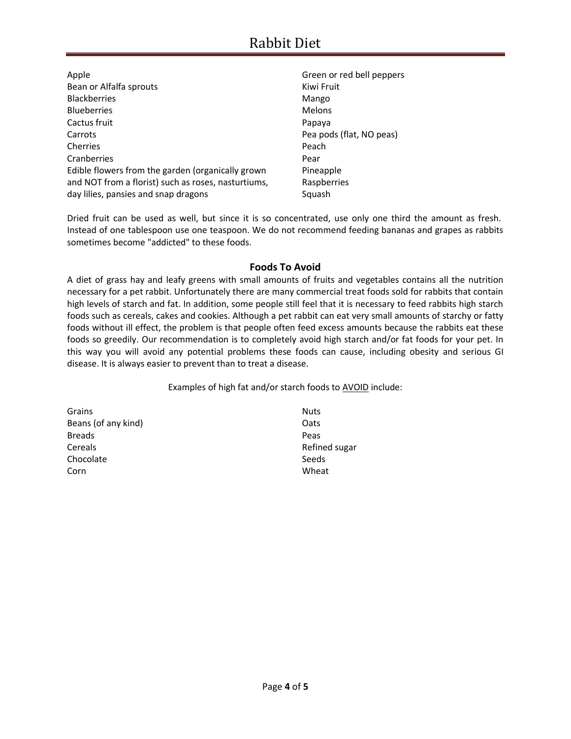- Apple
- Bean or Alfalfa sprouts
- Blackberries
- Blueberries
- Cactus fruit
- Carrots
- Cherries
- Cranberries
- Edible flowers from the garden (organically grown and NOT from a florist) such as roses, nasturtiums, day lilies, pansies and snap dragons
- Green or red bell peppers
- Kiwi Fruit
- Mango
- Melons
- Papaya
- Pea pods (flat, NO peas)
- Peach
- Pear
- Pineapple
- Raspberries
- Squash

Dried fruit can be used as well, but since it is so concentrated, use only one third the amount as fresh. Instead of one tablespoon use one teaspoon. We do not recommend feeding bananas and grapes as rabbits sometimes become "addicted" to these foods.

## Foods To Avoid

A diet of grass hay and leafy greens with small amounts of fruits and vegetables contains all the nutrition necessary for a pet rabbit. Unfortunately there are many commercial treat foods sold for rabbits that contain high levels of starch and fat. In addition, some people still feel that it is necessary to feed rabbits high starch foods such as cereals, cakes and cookies. Although a pet rabbit can eat very small amounts of starchy or fatty foods without ill effect, the problem is that people often feed excess amounts because the rabbits eat these foods so greedily. Our recommendation is to completely avoid high starch and/or fat foods for your pet. In this way you will avoid any potential problems these foods can cause, including obesity and serious GI disease. It is always easier to prevent than to treat a disease.

Examples of high fat and/or starch foods to AVOID include:

- Grains
- Beans (of any kind)
- Breads
- Cereals
- Chocolate
- Corn
- Nuts
- Oats
- Peas
- Refined sugar
- Seeds
- Wheat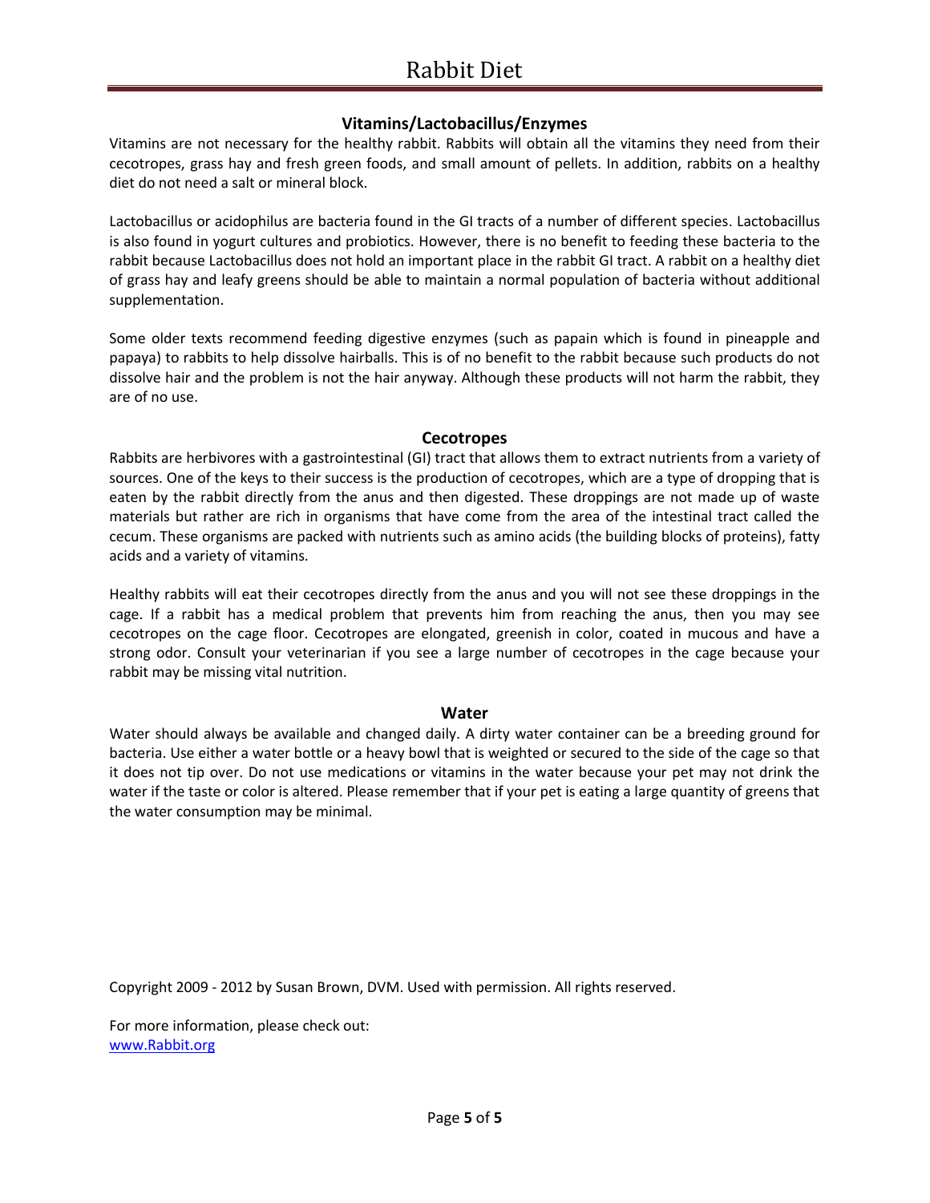## Vitamins/Lactobacillus/Enzymes

Vitamins are not necessary for the healthy rabbit. Rabbits will obtain all the vitamins they need from their cecotropes, grass hay and fresh green foods, and small amount of pellets. In addition, rabbits on a healthy diet do not need a salt or mineral block.

Lactobacillus or acidophilus are bacteria found in the GI tracts of a number of different species. Lactobacillus is also found in yogurt cultures and probiotics. However, there is no benefit to feeding these bacteria to the rabbit because Lactobacillus does not hold an important place in the rabbit GI tract. A rabbit on a healthy diet of grass hay and leafy greens should be able to maintain a normal population of bacteria without additional supplementation.

Some older texts recommend feeding digestive enzymes (such as papain which is found in pineapple and papaya) to rabbits to help dissolve hairballs. This is of no benefit to the rabbit because such products do not dissolve hair and the problem is not the hair anyway. Although these products will not harm the rabbit, they are of no use.

## Cecotropes

Rabbits are herbivores with a gastrointestinal (GI) tract that allows them to extract nutrients from a variety of sources. One of the keys to their success is the production of cecotropes, which are a type of dropping that is eaten by the rabbit directly from the anus and then digested. These droppings are not made up of waste materials but rather are rich in organisms that have come from the area of the intestinal tract called the cecum. These organisms are packed with nutrients such as amino acids (the building blocks of proteins), fatty acids and a variety of vitamins.

Healthy rabbits will eat their cecotropes directly from the anus and you will not see these droppings in the cage. If a rabbit has a medical problem that prevents him from reaching the anus, then you may see cecotropes on the cage floor. Cecotropes are elongated, greenish in color, coated in mucous and have a strong odor. Consult your veterinarian if you see a large number of cecotropes in the cage because your rabbit may be missing vital nutrition.

## Water

Water should always be available and changed daily. A dirty water container can be a breeding ground for bacteria. Use either a water bottle or a heavy bowl that is weighted or secured to the side of the cage so that it does not tip over. Do not use medications or vitamins in the water because your pet may not drink the water if the taste or color is altered. Please remember that if your pet is eating a large quantity of greens that the water consumption may be minimal.

Copyright 2009 - 2012 by Susan Brown, DVM. Used with permission. All rights reserved.

For more information, please check out:
[www.Rabbit.org](http://www.Rabbit.org)